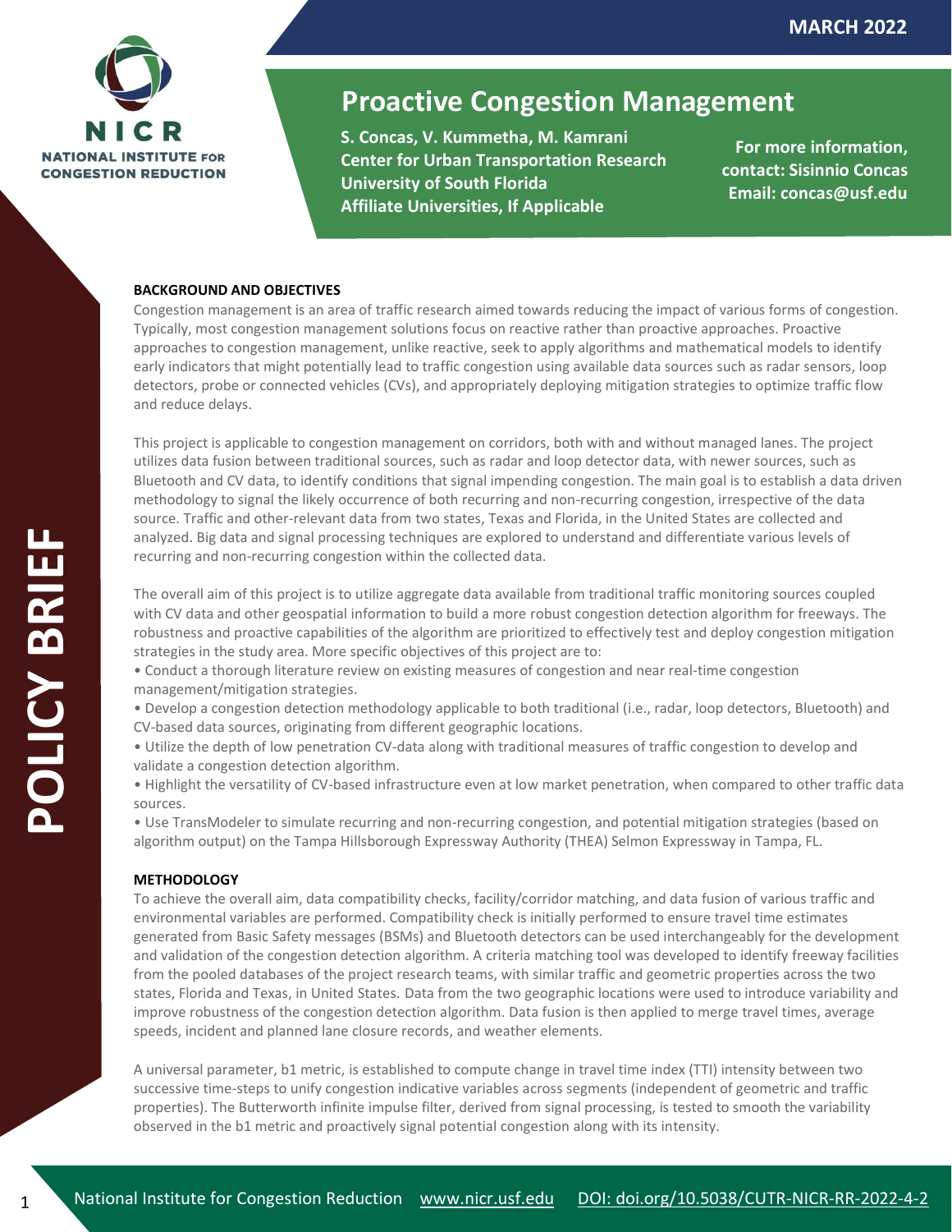MARCH 2022

NICR
NATIONAL INSTITUTE FOR CONGESTION REDUCTION

# Proactive Congestion Management

**S. Concas, V. Kummetha, M. Kamrani**
**Center for Urban Transportation Research**
**University of South Florida**
**Affiliate Universities, If Applicable**

**For more information, contact: Sisinnio Concas**
**Email: concas@usf.edu**

POLICY BRIEF

## BACKGROUND AND OBJECTIVES

Congestion management is an area of traffic research aimed towards reducing the impact of various forms of congestion. Typically, most congestion management solutions focus on reactive rather than proactive approaches. Proactive approaches to congestion management, unlike reactive, seek to apply algorithms and mathematical models to identify early indicators that might potentially lead to traffic congestion using available data sources such as radar sensors, loop detectors, probe or connected vehicles (CVs), and appropriately deploying mitigation strategies to optimize traffic flow and reduce delays.

This project is applicable to congestion management on corridors, both with and without managed lanes. The project utilizes data fusion between traditional sources, such as radar and loop detector data, with newer sources, such as Bluetooth and CV data, to identify conditions that signal impending congestion. The main goal is to establish a data driven methodology to signal the likely occurrence of both recurring and non-recurring congestion, irrespective of the data source. Traffic and other-relevant data from two states, Texas and Florida, in the United States are collected and analyzed. Big data and signal processing techniques are explored to understand and differentiate various levels of recurring and non-recurring congestion within the collected data.

The overall aim of this project is to utilize aggregate data available from traditional traffic monitoring sources coupled with CV data and other geospatial information to build a more robust congestion detection algorithm for freeways. The robustness and proactive capabilities of the algorithm are prioritized to effectively test and deploy congestion mitigation strategies in the study area. More specific objectives of this project are to:

- Conduct a thorough literature review on existing measures of congestion and near real-time congestion management/mitigation strategies.
- Develop a congestion detection methodology applicable to both traditional (i.e., radar, loop detectors, Bluetooth) and CV-based data sources, originating from different geographic locations.
- Utilize the depth of low penetration CV-data along with traditional measures of traffic congestion to develop and validate a congestion detection algorithm.
- Highlight the versatility of CV-based infrastructure even at low market penetration, when compared to other traffic data sources.
- Use TransModeler to simulate recurring and non-recurring congestion, and potential mitigation strategies (based on algorithm output) on the Tampa Hillsborough Expressway Authority (THEA) Selmon Expressway in Tampa, FL.

## METHODOLOGY

To achieve the overall aim, data compatibility checks, facility/corridor matching, and data fusion of various traffic and environmental variables are performed. Compatibility check is initially performed to ensure travel time estimates generated from Basic Safety messages (BSMs) and Bluetooth detectors can be used interchangeably for the development and validation of the congestion detection algorithm. A criteria matching tool was developed to identify freeway facilities from the pooled databases of the project research teams, with similar traffic and geometric properties across the two states, Florida and Texas, in United States. Data from the two geographic locations were used to introduce variability and improve robustness of the congestion detection algorithm. Data fusion is then applied to merge travel times, average speeds, incident and planned lane closure records, and weather elements.

A universal parameter, b1 metric, is established to compute change in travel time index (TTI) intensity between two successive time-steps to unify congestion indicative variables across segments (independent of geometric and traffic properties). The Butterworth infinite impulse filter, derived from signal processing, is tested to smooth the variability observed in the b1 metric and proactively signal potential congestion along with its intensity.

National Institute for Congestion Reduction www.nicr.usf.edu DOI: doi.org/10.5038/CUTR-NICR-RR-2022-4-2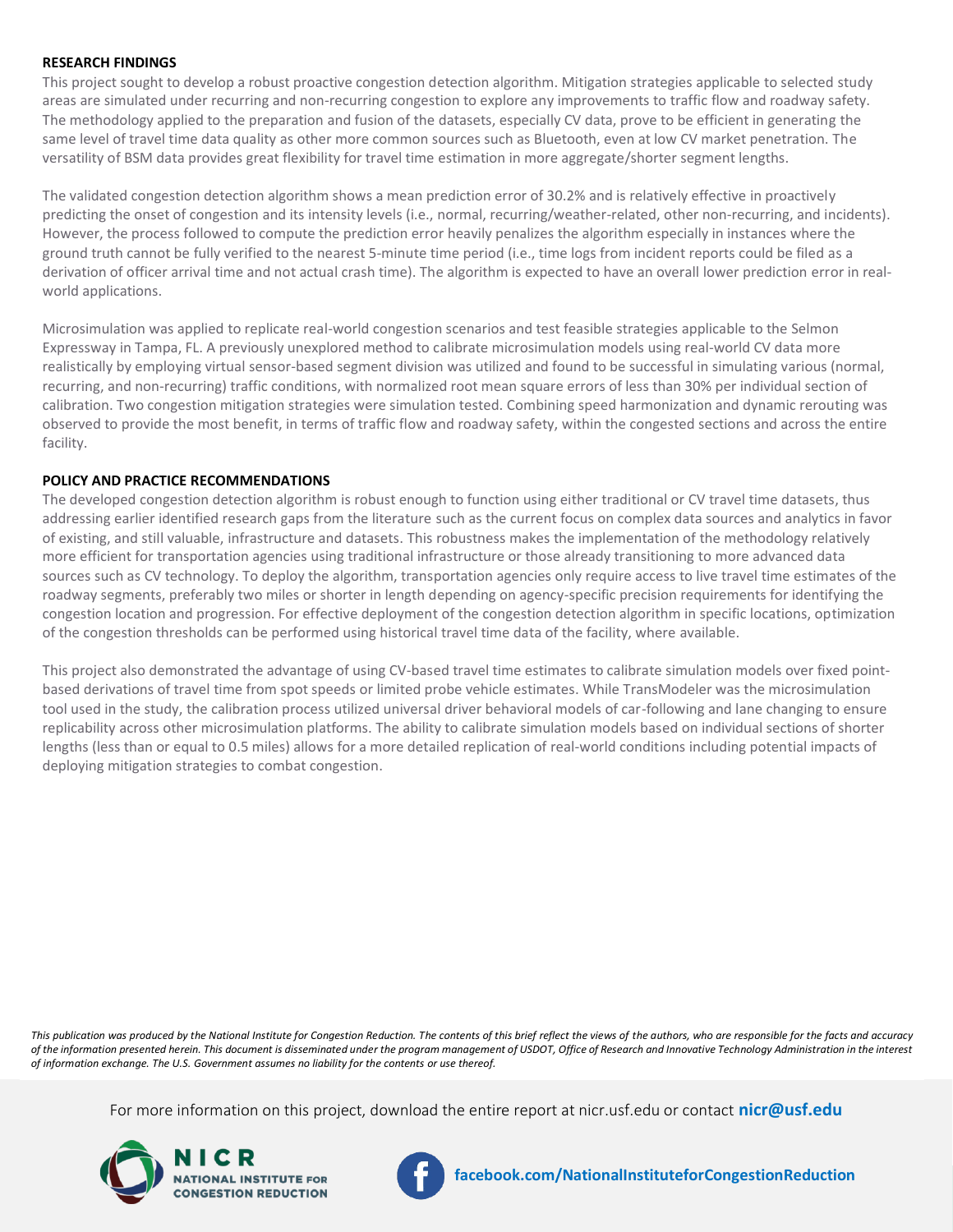## RESEARCH FINDINGS

This project sought to develop a robust proactive congestion detection algorithm. Mitigation strategies applicable to selected study areas are simulated under recurring and non-recurring congestion to explore any improvements to traffic flow and roadway safety. The methodology applied to the preparation and fusion of the datasets, especially CV data, prove to be efficient in generating the same level of travel time data quality as other more common sources such as Bluetooth, even at low CV market penetration. The versatility of BSM data provides great flexibility for travel time estimation in more aggregate/shorter segment lengths.

The validated congestion detection algorithm shows a mean prediction error of 30.2% and is relatively effective in proactively predicting the onset of congestion and its intensity levels (i.e., normal, recurring/weather-related, other non-recurring, and incidents). However, the process followed to compute the prediction error heavily penalizes the algorithm especially in instances where the ground truth cannot be fully verified to the nearest 5-minute time period (i.e., time logs from incident reports could be filed as a derivation of officer arrival time and not actual crash time). The algorithm is expected to have an overall lower prediction error in real-world applications.

Microsimulation was applied to replicate real-world congestion scenarios and test feasible strategies applicable to the Selmon Expressway in Tampa, FL. A previously unexplored method to calibrate microsimulation models using real-world CV data more realistically by employing virtual sensor-based segment division was utilized and found to be successful in simulating various (normal, recurring, and non-recurring) traffic conditions, with normalized root mean square errors of less than 30% per individual section of calibration. Two congestion mitigation strategies were simulation tested. Combining speed harmonization and dynamic rerouting was observed to provide the most benefit, in terms of traffic flow and roadway safety, within the congested sections and across the entire facility.

## POLICY AND PRACTICE RECOMMENDATIONS

The developed congestion detection algorithm is robust enough to function using either traditional or CV travel time datasets, thus addressing earlier identified research gaps from the literature such as the current focus on complex data sources and analytics in favor of existing, and still valuable, infrastructure and datasets. This robustness makes the implementation of the methodology relatively more efficient for transportation agencies using traditional infrastructure or those already transitioning to more advanced data sources such as CV technology. To deploy the algorithm, transportation agencies only require access to live travel time estimates of the roadway segments, preferably two miles or shorter in length depending on agency-specific precision requirements for identifying the congestion location and progression. For effective deployment of the congestion detection algorithm in specific locations, optimization of the congestion thresholds can be performed using historical travel time data of the facility, where available.

This project also demonstrated the advantage of using CV-based travel time estimates to calibrate simulation models over fixed point-based derivations of travel time from spot speeds or limited probe vehicle estimates. While TransModeler was the microsimulation tool used in the study, the calibration process utilized universal driver behavioral models of car-following and lane changing to ensure replicability across other microsimulation platforms. The ability to calibrate simulation models based on individual sections of shorter lengths (less than or equal to 0.5 miles) allows for a more detailed replication of real-world conditions including potential impacts of deploying mitigation strategies to combat congestion.

*This publication was produced by the National Institute for Congestion Reduction. The contents of this brief reflect the views of the authors, who are responsible for the facts and accuracy of the information presented herein. This document is disseminated under the program management of USDOT, Office of Research and Innovative Technology Administration in the interest of information exchange. The U.S. Government assumes no liability for the contents or use thereof.*

For more information on this project, download the entire report at nicr.usf.edu or contact **nicr@usf.edu**

NICR NATIONAL INSTITUTE FOR CONGESTION REDUCTION

**facebook.com/NationalInstituteforCongestionReduction**